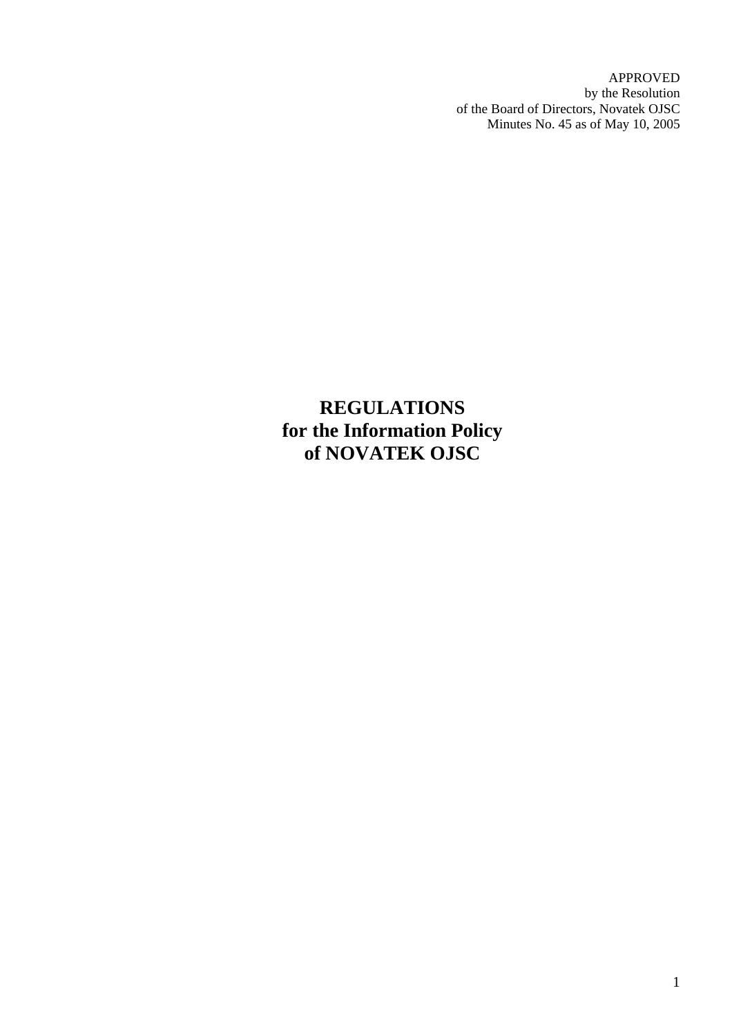APPROVED
by the Resolution
of the Board of Directors, Novatek OJSC
Minutes No. 45 as of May 10, 2005

# REGULATIONS for the Information Policy of NOVATEK OJSC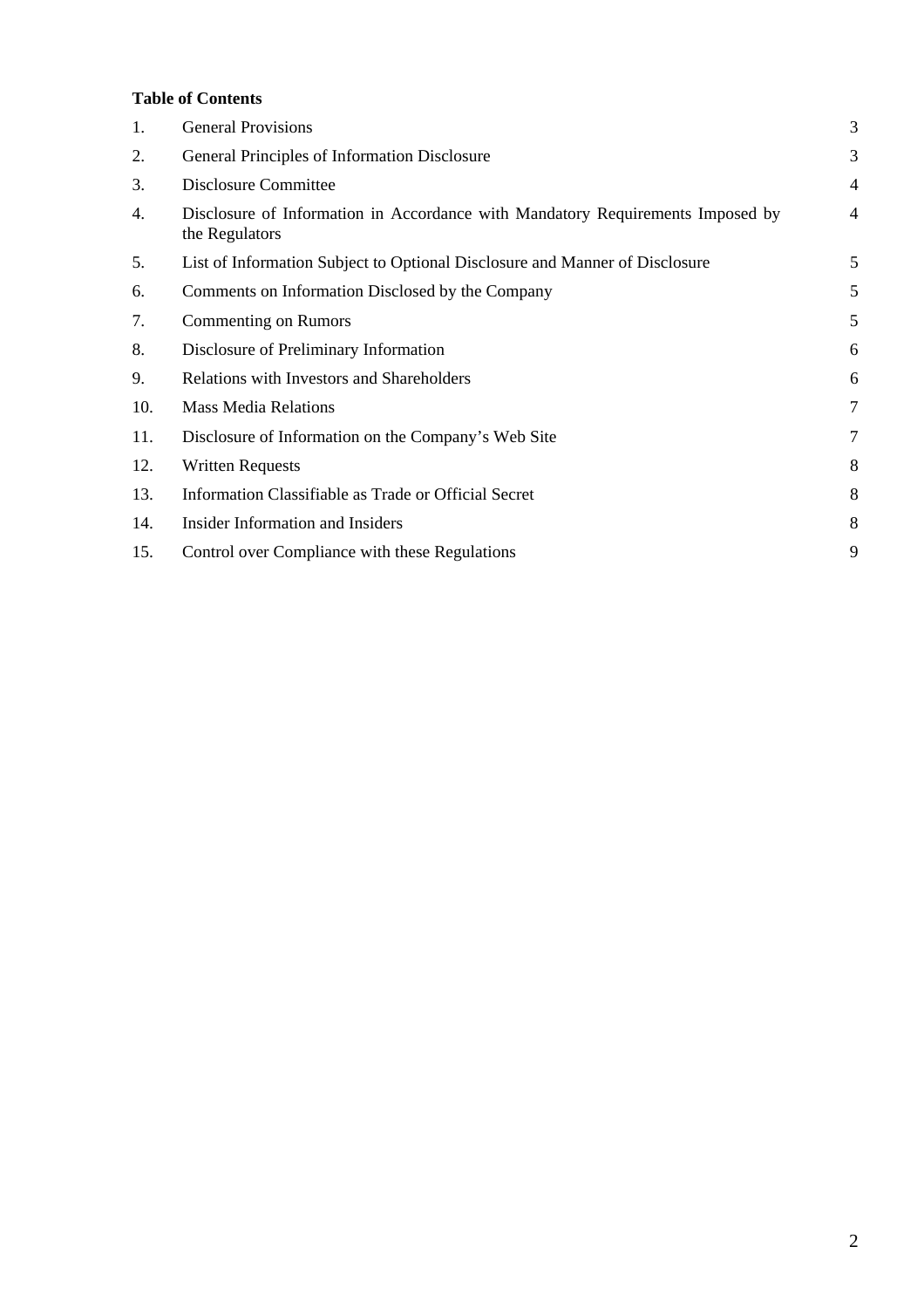**Table of Contents**

| | | |
|---|---|---|
| 1. | General Provisions | 3 |
| 2. | General Principles of Information Disclosure | 3 |
| 3. | Disclosure Committee | 4 |
| 4. | Disclosure of Information in Accordance with Mandatory Requirements Imposed by the Regulators | 4 |
| 5. | List of Information Subject to Optional Disclosure and Manner of Disclosure | 5 |
| 6. | Comments on Information Disclosed by the Company | 5 |
| 7. | Commenting on Rumors | 5 |
| 8. | Disclosure of Preliminary Information | 6 |
| 9. | Relations with Investors and Shareholders | 6 |
| 10. | Mass Media Relations | 7 |
| 11. | Disclosure of Information on the Company's Web Site | 7 |
| 12. | Written Requests | 8 |
| 13. | Information Classifiable as Trade or Official Secret | 8 |
| 14. | Insider Information and Insiders | 8 |
| 15. | Control over Compliance with these Regulations | 9 |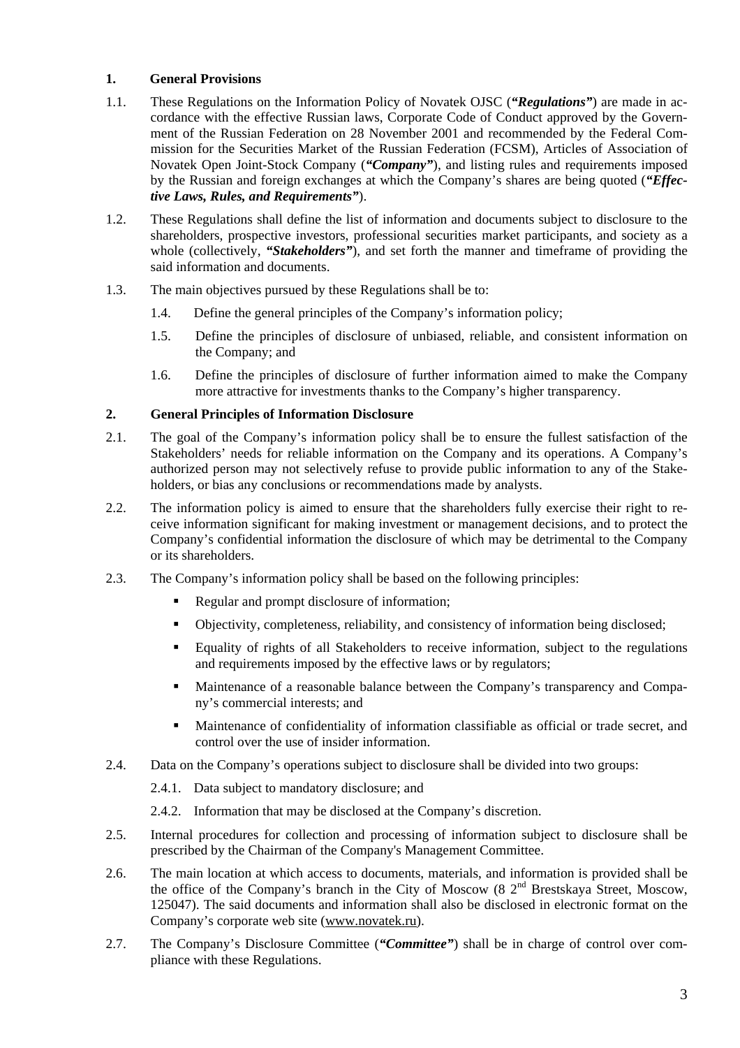## 1. General Provisions

1.1. These Regulations on the Information Policy of Novatek OJSC (***"Regulations"***) are made in accordance with the effective Russian laws, Corporate Code of Conduct approved by the Government of the Russian Federation on 28 November 2001 and recommended by the Federal Commission for the Securities Market of the Russian Federation (FCSM), Articles of Association of Novatek Open Joint-Stock Company (***"Company"***), and listing rules and requirements imposed by the Russian and foreign exchanges at which the Company's shares are being quoted (***"Effective Laws, Rules, and Requirements"***).

1.2. These Regulations shall define the list of information and documents subject to disclosure to the shareholders, prospective investors, professional securities market participants, and society as a whole (collectively, ***"Stakeholders"***), and set forth the manner and timeframe of providing the said information and documents.

1.3. The main objectives pursued by these Regulations shall be to:

- 1.4. Define the general principles of the Company's information policy;
- 1.5. Define the principles of disclosure of unbiased, reliable, and consistent information on the Company; and
- 1.6. Define the principles of disclosure of further information aimed to make the Company more attractive for investments thanks to the Company's higher transparency.

## 2. General Principles of Information Disclosure

2.1. The goal of the Company's information policy shall be to ensure the fullest satisfaction of the Stakeholders' needs for reliable information on the Company and its operations. A Company's authorized person may not selectively refuse to provide public information to any of the Stakeholders, or bias any conclusions or recommendations made by analysts.

2.2. The information policy is aimed to ensure that the shareholders fully exercise their right to receive information significant for making investment or management decisions, and to protect the Company's confidential information the disclosure of which may be detrimental to the Company or its shareholders.

2.3. The Company's information policy shall be based on the following principles:

- Regular and prompt disclosure of information;
- Objectivity, completeness, reliability, and consistency of information being disclosed;
- Equality of rights of all Stakeholders to receive information, subject to the regulations and requirements imposed by the effective laws or by regulators;
- Maintenance of a reasonable balance between the Company's transparency and Company's commercial interests; and
- Maintenance of confidentiality of information classifiable as official or trade secret, and control over the use of insider information.

2.4. Data on the Company's operations subject to disclosure shall be divided into two groups:

- 2.4.1. Data subject to mandatory disclosure; and
- 2.4.2. Information that may be disclosed at the Company's discretion.

2.5. Internal procedures for collection and processing of information subject to disclosure shall be prescribed by the Chairman of the Company's Management Committee.

2.6. The main location at which access to documents, materials, and information is provided shall be the office of the Company's branch in the City of Moscow (8 2nd Brestskaya Street, Moscow, 125047). The said documents and information shall also be disclosed in electronic format on the Company's corporate web site (www.novatek.ru).

2.7. The Company's Disclosure Committee (***"Committee"***) shall be in charge of control over compliance with these Regulations.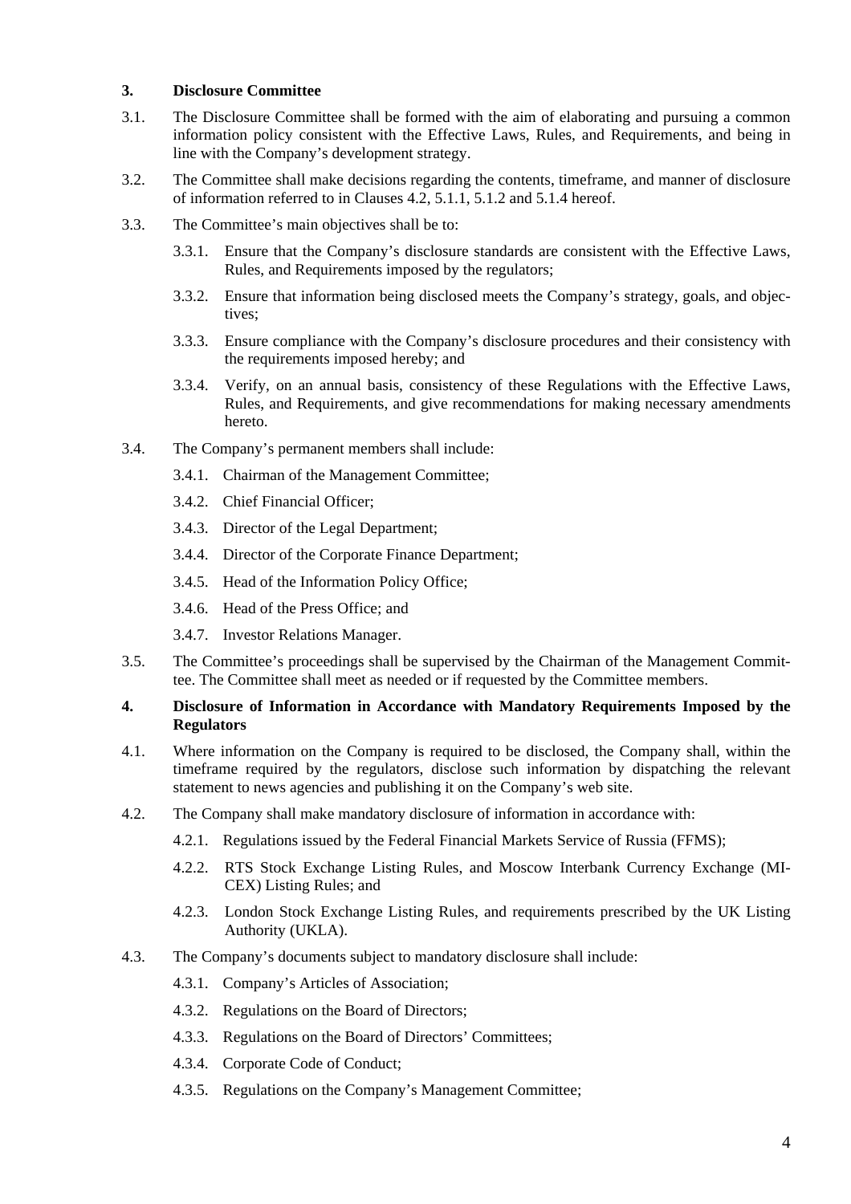## 3. Disclosure Committee

3.1. The Disclosure Committee shall be formed with the aim of elaborating and pursuing a common information policy consistent with the Effective Laws, Rules, and Requirements, and being in line with the Company's development strategy.

3.2. The Committee shall make decisions regarding the contents, timeframe, and manner of disclosure of information referred to in Clauses 4.2, 5.1.1, 5.1.2 and 5.1.4 hereof.

3.3. The Committee's main objectives shall be to:

3.3.1. Ensure that the Company's disclosure standards are consistent with the Effective Laws, Rules, and Requirements imposed by the regulators;

3.3.2. Ensure that information being disclosed meets the Company's strategy, goals, and objectives;

3.3.3. Ensure compliance with the Company's disclosure procedures and their consistency with the requirements imposed hereby; and

3.3.4. Verify, on an annual basis, consistency of these Regulations with the Effective Laws, Rules, and Requirements, and give recommendations for making necessary amendments hereto.

3.4. The Company's permanent members shall include:

3.4.1. Chairman of the Management Committee;

3.4.2. Chief Financial Officer;

3.4.3. Director of the Legal Department;

3.4.4. Director of the Corporate Finance Department;

3.4.5. Head of the Information Policy Office;

3.4.6. Head of the Press Office; and

3.4.7. Investor Relations Manager.

3.5. The Committee's proceedings shall be supervised by the Chairman of the Management Committee. The Committee shall meet as needed or if requested by the Committee members.

## 4. Disclosure of Information in Accordance with Mandatory Requirements Imposed by the Regulators

4.1. Where information on the Company is required to be disclosed, the Company shall, within the timeframe required by the regulators, disclose such information by dispatching the relevant statement to news agencies and publishing it on the Company's web site.

4.2. The Company shall make mandatory disclosure of information in accordance with:

4.2.1. Regulations issued by the Federal Financial Markets Service of Russia (FFMS);

4.2.2. RTS Stock Exchange Listing Rules, and Moscow Interbank Currency Exchange (MICEX) Listing Rules; and

4.2.3. London Stock Exchange Listing Rules, and requirements prescribed by the UK Listing Authority (UKLA).

4.3. The Company's documents subject to mandatory disclosure shall include:

4.3.1. Company's Articles of Association;

4.3.2. Regulations on the Board of Directors;

4.3.3. Regulations on the Board of Directors' Committees;

4.3.4. Corporate Code of Conduct;

4.3.5. Regulations on the Company's Management Committee;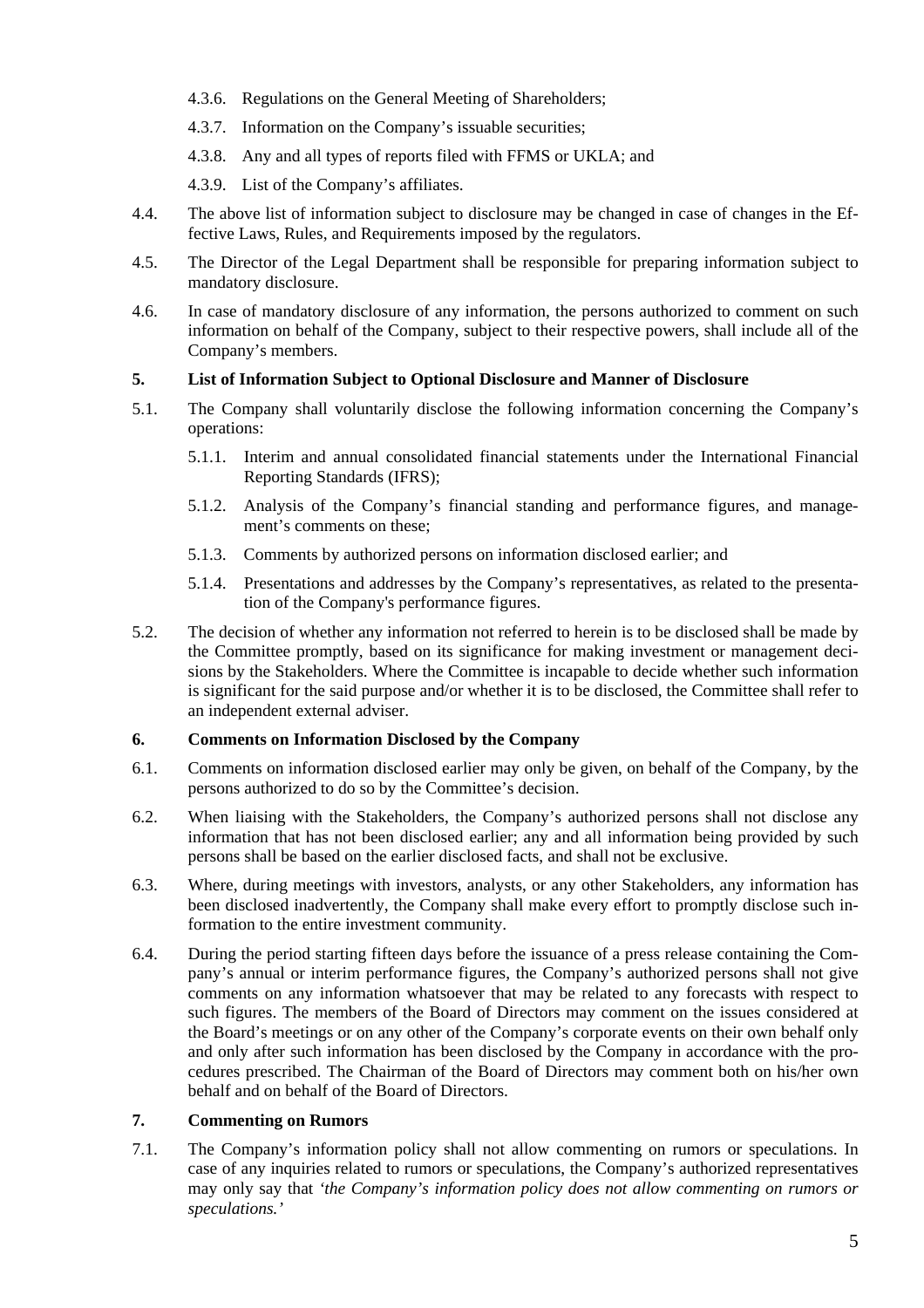4.3.6. Regulations on the General Meeting of Shareholders;

4.3.7. Information on the Company's issuable securities;

4.3.8. Any and all types of reports filed with FFMS or UKLA; and

4.3.9. List of the Company's affiliates.

4.4. The above list of information subject to disclosure may be changed in case of changes in the Effective Laws, Rules, and Requirements imposed by the regulators.

4.5. The Director of the Legal Department shall be responsible for preparing information subject to mandatory disclosure.

4.6. In case of mandatory disclosure of any information, the persons authorized to comment on such information on behalf of the Company, subject to their respective powers, shall include all of the Company's members.

## 5. List of Information Subject to Optional Disclosure and Manner of Disclosure

5.1. The Company shall voluntarily disclose the following information concerning the Company's operations:

5.1.1. Interim and annual consolidated financial statements under the International Financial Reporting Standards (IFRS);

5.1.2. Analysis of the Company's financial standing and performance figures, and management's comments on these;

5.1.3. Comments by authorized persons on information disclosed earlier; and

5.1.4. Presentations and addresses by the Company's representatives, as related to the presentation of the Company's performance figures.

5.2. The decision of whether any information not referred to herein is to be disclosed shall be made by the Committee promptly, based on its significance for making investment or management decisions by the Stakeholders. Where the Committee is incapable to decide whether such information is significant for the said purpose and/or whether it is to be disclosed, the Committee shall refer to an independent external adviser.

## 6. Comments on Information Disclosed by the Company

6.1. Comments on information disclosed earlier may only be given, on behalf of the Company, by the persons authorized to do so by the Committee's decision.

6.2. When liaising with the Stakeholders, the Company's authorized persons shall not disclose any information that has not been disclosed earlier; any and all information being provided by such persons shall be based on the earlier disclosed facts, and shall not be exclusive.

6.3. Where, during meetings with investors, analysts, or any other Stakeholders, any information has been disclosed inadvertently, the Company shall make every effort to promptly disclose such information to the entire investment community.

6.4. During the period starting fifteen days before the issuance of a press release containing the Company's annual or interim performance figures, the Company's authorized persons shall not give comments on any information whatsoever that may be related to any forecasts with respect to such figures. The members of the Board of Directors may comment on the issues considered at the Board's meetings or on any other of the Company's corporate events on their own behalf only and only after such information has been disclosed by the Company in accordance with the procedures prescribed. The Chairman of the Board of Directors may comment both on his/her own behalf and on behalf of the Board of Directors.

## 7. Commenting on Rumors

7.1. The Company's information policy shall not allow commenting on rumors or speculations. In case of any inquiries related to rumors or speculations, the Company's authorized representatives may only say that *'the Company's information policy does not allow commenting on rumors or speculations.'*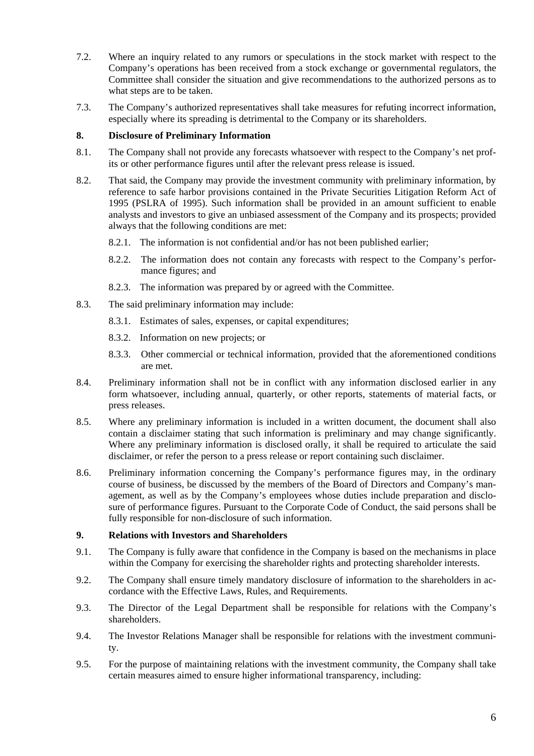7.2. Where an inquiry related to any rumors or speculations in the stock market with respect to the Company's operations has been received from a stock exchange or governmental regulators, the Committee shall consider the situation and give recommendations to the authorized persons as to what steps are to be taken.

7.3. The Company's authorized representatives shall take measures for refuting incorrect information, especially where its spreading is detrimental to the Company or its shareholders.

## 8. Disclosure of Preliminary Information

8.1. The Company shall not provide any forecasts whatsoever with respect to the Company's net profits or other performance figures until after the relevant press release is issued.

8.2. That said, the Company may provide the investment community with preliminary information, by reference to safe harbor provisions contained in the Private Securities Litigation Reform Act of 1995 (PSLRA of 1995). Such information shall be provided in an amount sufficient to enable analysts and investors to give an unbiased assessment of the Company and its prospects; provided always that the following conditions are met:

- 8.2.1. The information is not confidential and/or has not been published earlier;
- 8.2.2. The information does not contain any forecasts with respect to the Company's performance figures; and
- 8.2.3. The information was prepared by or agreed with the Committee.

8.3. The said preliminary information may include:

- 8.3.1. Estimates of sales, expenses, or capital expenditures;
- 8.3.2. Information on new projects; or
- 8.3.3. Other commercial or technical information, provided that the aforementioned conditions are met.

8.4. Preliminary information shall not be in conflict with any information disclosed earlier in any form whatsoever, including annual, quarterly, or other reports, statements of material facts, or press releases.

8.5. Where any preliminary information is included in a written document, the document shall also contain a disclaimer stating that such information is preliminary and may change significantly. Where any preliminary information is disclosed orally, it shall be required to articulate the said disclaimer, or refer the person to a press release or report containing such disclaimer.

8.6. Preliminary information concerning the Company's performance figures may, in the ordinary course of business, be discussed by the members of the Board of Directors and Company's management, as well as by the Company's employees whose duties include preparation and disclosure of performance figures. Pursuant to the Corporate Code of Conduct, the said persons shall be fully responsible for non-disclosure of such information.

## 9. Relations with Investors and Shareholders

9.1. The Company is fully aware that confidence in the Company is based on the mechanisms in place within the Company for exercising the shareholder rights and protecting shareholder interests.

9.2. The Company shall ensure timely mandatory disclosure of information to the shareholders in accordance with the Effective Laws, Rules, and Requirements.

9.3. The Director of the Legal Department shall be responsible for relations with the Company's shareholders.

9.4. The Investor Relations Manager shall be responsible for relations with the investment community.

9.5. For the purpose of maintaining relations with the investment community, the Company shall take certain measures aimed to ensure higher informational transparency, including: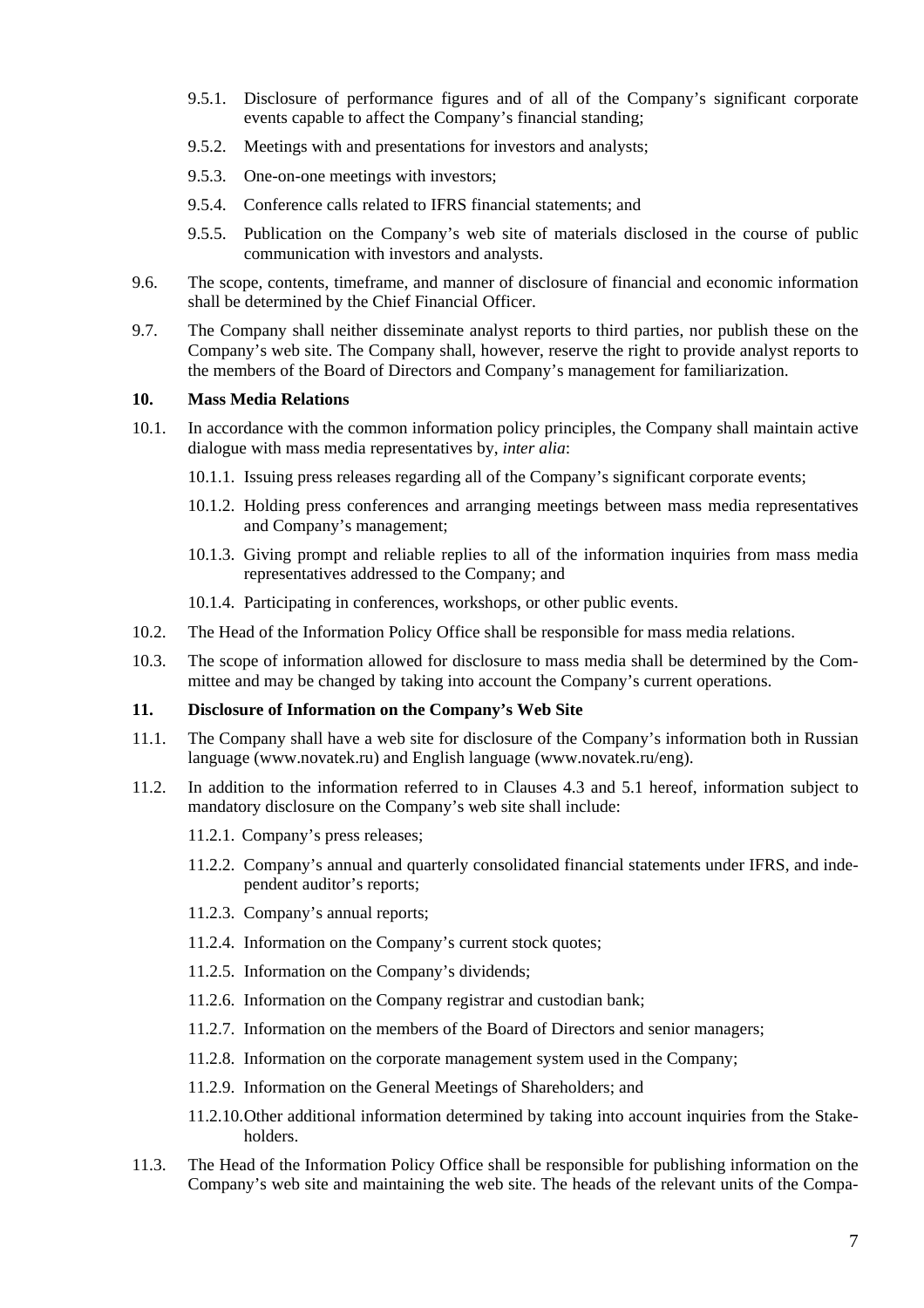9.5.1. Disclosure of performance figures and of all of the Company's significant corporate events capable to affect the Company's financial standing;

9.5.2. Meetings with and presentations for investors and analysts;

9.5.3. One-on-one meetings with investors;

9.5.4. Conference calls related to IFRS financial statements; and

9.5.5. Publication on the Company's web site of materials disclosed in the course of public communication with investors and analysts.

9.6. The scope, contents, timeframe, and manner of disclosure of financial and economic information shall be determined by the Chief Financial Officer.

9.7. The Company shall neither disseminate analyst reports to third parties, nor publish these on the Company's web site. The Company shall, however, reserve the right to provide analyst reports to the members of the Board of Directors and Company's management for familiarization.

## 10. Mass Media Relations

10.1. In accordance with the common information policy principles, the Company shall maintain active dialogue with mass media representatives by, *inter alia*:

10.1.1. Issuing press releases regarding all of the Company's significant corporate events;

10.1.2. Holding press conferences and arranging meetings between mass media representatives and Company's management;

10.1.3. Giving prompt and reliable replies to all of the information inquiries from mass media representatives addressed to the Company; and

10.1.4. Participating in conferences, workshops, or other public events.

10.2. The Head of the Information Policy Office shall be responsible for mass media relations.

10.3. The scope of information allowed for disclosure to mass media shall be determined by the Committee and may be changed by taking into account the Company's current operations.

## 11. Disclosure of Information on the Company's Web Site

11.1. The Company shall have a web site for disclosure of the Company's information both in Russian language (www.novatek.ru) and English language (www.novatek.ru/eng).

11.2. In addition to the information referred to in Clauses 4.3 and 5.1 hereof, information subject to mandatory disclosure on the Company's web site shall include:

11.2.1. Company's press releases;

11.2.2. Company's annual and quarterly consolidated financial statements under IFRS, and independent auditor's reports;

11.2.3. Company's annual reports;

11.2.4. Information on the Company's current stock quotes;

11.2.5. Information on the Company's dividends;

11.2.6. Information on the Company registrar and custodian bank;

11.2.7. Information on the members of the Board of Directors and senior managers;

11.2.8. Information on the corporate management system used in the Company;

11.2.9. Information on the General Meetings of Shareholders; and

11.2.10. Other additional information determined by taking into account inquiries from the Stakeholders.

11.3. The Head of the Information Policy Office shall be responsible for publishing information on the Company's web site and maintaining the web site. The heads of the relevant units of the Compa-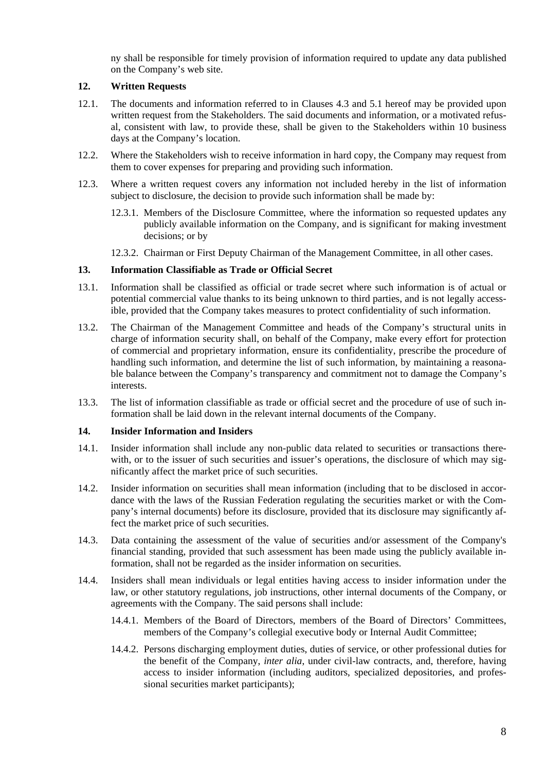ny shall be responsible for timely provision of information required to update any data published on the Company's web site.

## 12. Written Requests

12.1. The documents and information referred to in Clauses 4.3 and 5.1 hereof may be provided upon written request from the Stakeholders. The said documents and information, or a motivated refusal, consistent with law, to provide these, shall be given to the Stakeholders within 10 business days at the Company's location.

12.2. Where the Stakeholders wish to receive information in hard copy, the Company may request from them to cover expenses for preparing and providing such information.

12.3. Where a written request covers any information not included hereby in the list of information subject to disclosure, the decision to provide such information shall be made by:

12.3.1. Members of the Disclosure Committee, where the information so requested updates any publicly available information on the Company, and is significant for making investment decisions; or by

12.3.2. Chairman or First Deputy Chairman of the Management Committee, in all other cases.

## 13. Information Classifiable as Trade or Official Secret

13.1. Information shall be classified as official or trade secret where such information is of actual or potential commercial value thanks to its being unknown to third parties, and is not legally accessible, provided that the Company takes measures to protect confidentiality of such information.

13.2. The Chairman of the Management Committee and heads of the Company's structural units in charge of information security shall, on behalf of the Company, make every effort for protection of commercial and proprietary information, ensure its confidentiality, prescribe the procedure of handling such information, and determine the list of such information, by maintaining a reasonable balance between the Company's transparency and commitment not to damage the Company's interests.

13.3. The list of information classifiable as trade or official secret and the procedure of use of such information shall be laid down in the relevant internal documents of the Company.

## 14. Insider Information and Insiders

14.1. Insider information shall include any non-public data related to securities or transactions therewith, or to the issuer of such securities and issuer's operations, the disclosure of which may significantly affect the market price of such securities.

14.2. Insider information on securities shall mean information (including that to be disclosed in accordance with the laws of the Russian Federation regulating the securities market or with the Company's internal documents) before its disclosure, provided that its disclosure may significantly affect the market price of such securities.

14.3. Data containing the assessment of the value of securities and/or assessment of the Company's financial standing, provided that such assessment has been made using the publicly available information, shall not be regarded as the insider information on securities.

14.4. Insiders shall mean individuals or legal entities having access to insider information under the law, or other statutory regulations, job instructions, other internal documents of the Company, or agreements with the Company. The said persons shall include:

14.4.1. Members of the Board of Directors, members of the Board of Directors' Committees, members of the Company's collegial executive body or Internal Audit Committee;

14.4.2. Persons discharging employment duties, duties of service, or other professional duties for the benefit of the Company, *inter alia*, under civil-law contracts, and, therefore, having access to insider information (including auditors, specialized depositories, and professional securities market participants);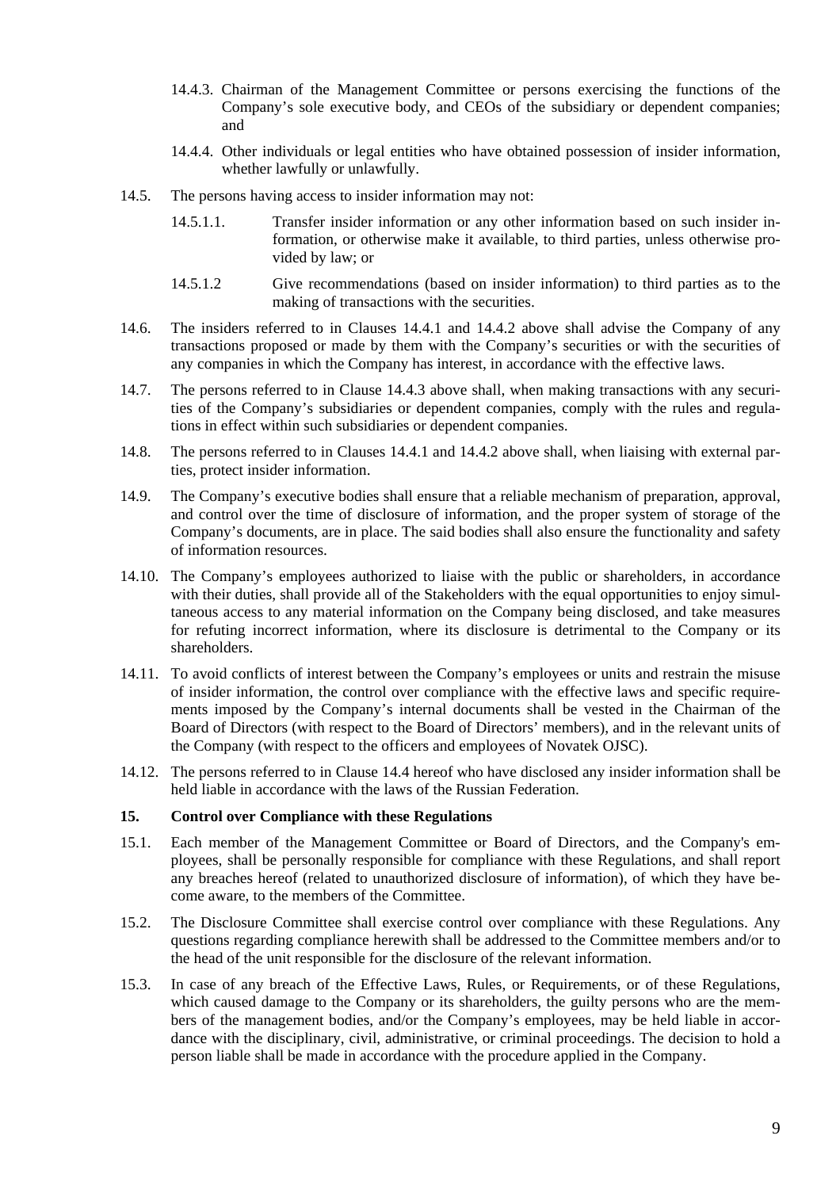14.4.3. Chairman of the Management Committee or persons exercising the functions of the Company's sole executive body, and CEOs of the subsidiary or dependent companies; and

14.4.4. Other individuals or legal entities who have obtained possession of insider information, whether lawfully or unlawfully.

14.5. The persons having access to insider information may not:

14.5.1.1. Transfer insider information or any other information based on such insider information, or otherwise make it available, to third parties, unless otherwise provided by law; or

14.5.1.2 Give recommendations (based on insider information) to third parties as to the making of transactions with the securities.

14.6. The insiders referred to in Clauses 14.4.1 and 14.4.2 above shall advise the Company of any transactions proposed or made by them with the Company's securities or with the securities of any companies in which the Company has interest, in accordance with the effective laws.

14.7. The persons referred to in Clause 14.4.3 above shall, when making transactions with any securities of the Company's subsidiaries or dependent companies, comply with the rules and regulations in effect within such subsidiaries or dependent companies.

14.8. The persons referred to in Clauses 14.4.1 and 14.4.2 above shall, when liaising with external parties, protect insider information.

14.9. The Company's executive bodies shall ensure that a reliable mechanism of preparation, approval, and control over the time of disclosure of information, and the proper system of storage of the Company's documents, are in place. The said bodies shall also ensure the functionality and safety of information resources.

14.10. The Company's employees authorized to liaise with the public or shareholders, in accordance with their duties, shall provide all of the Stakeholders with the equal opportunities to enjoy simultaneous access to any material information on the Company being disclosed, and take measures for refuting incorrect information, where its disclosure is detrimental to the Company or its shareholders.

14.11. To avoid conflicts of interest between the Company's employees or units and restrain the misuse of insider information, the control over compliance with the effective laws and specific requirements imposed by the Company's internal documents shall be vested in the Chairman of the Board of Directors (with respect to the Board of Directors' members), and in the relevant units of the Company (with respect to the officers and employees of Novatek OJSC).

14.12. The persons referred to in Clause 14.4 hereof who have disclosed any insider information shall be held liable in accordance with the laws of the Russian Federation.

## 15. Control over Compliance with these Regulations

15.1. Each member of the Management Committee or Board of Directors, and the Company's employees, shall be personally responsible for compliance with these Regulations, and shall report any breaches hereof (related to unauthorized disclosure of information), of which they have become aware, to the members of the Committee.

15.2. The Disclosure Committee shall exercise control over compliance with these Regulations. Any questions regarding compliance herewith shall be addressed to the Committee members and/or to the head of the unit responsible for the disclosure of the relevant information.

15.3. In case of any breach of the Effective Laws, Rules, or Requirements, or of these Regulations, which caused damage to the Company or its shareholders, the guilty persons who are the members of the management bodies, and/or the Company's employees, may be held liable in accordance with the disciplinary, civil, administrative, or criminal proceedings. The decision to hold a person liable shall be made in accordance with the procedure applied in the Company.